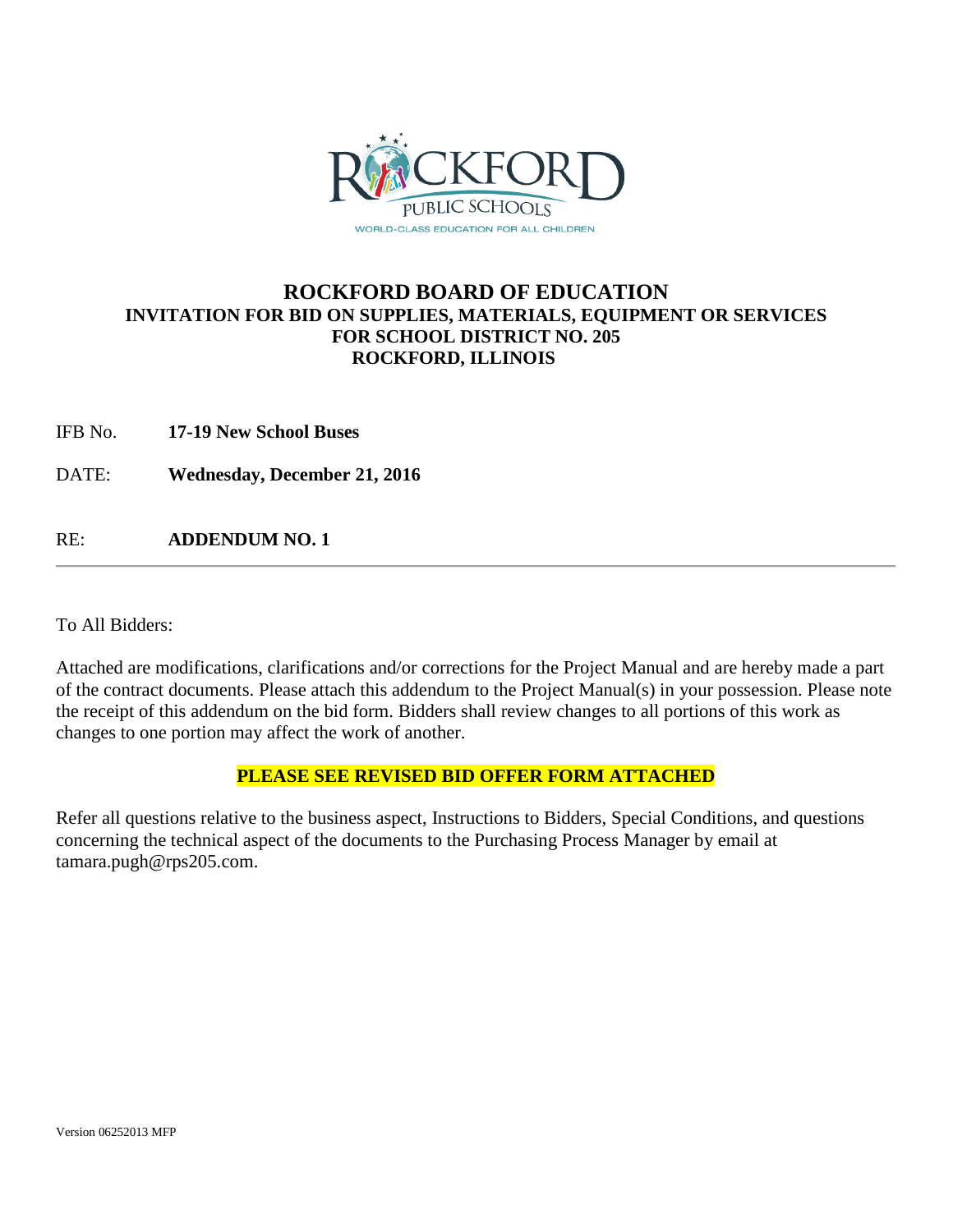# ROCKFORD BOARD OF EDUCATION

## INVITATION FOR BID ON SUPPLIES, MATERIALS, EQUIPMENT OR SERVICES FOR SCHOOL DISTRICT NO. 205 ROCKFORD, ILLINOIS

IFB No. **17-19 New School Buses**

DATE: **Wednesday, December 21, 2016**

RE: **ADDENDUM NO. 1**

---

To All Bidders:

Attached are modifications, clarifications and/or corrections for the Project Manual and are hereby made a part of the contract documents. Please attach this addendum to the Project Manual(s) in your possession. Please note the receipt of this addendum on the bid form. Bidders shall review changes to all portions of this work as changes to one portion may affect the work of another.

**PLEASE SEE REVISED BID OFFER FORM ATTACHED**

Refer all questions relative to the business aspect, Instructions to Bidders, Special Conditions, and questions concerning the technical aspect of the documents to the Purchasing Process Manager by email at tamara.pugh@rps205.com.

Version 06252013 MFP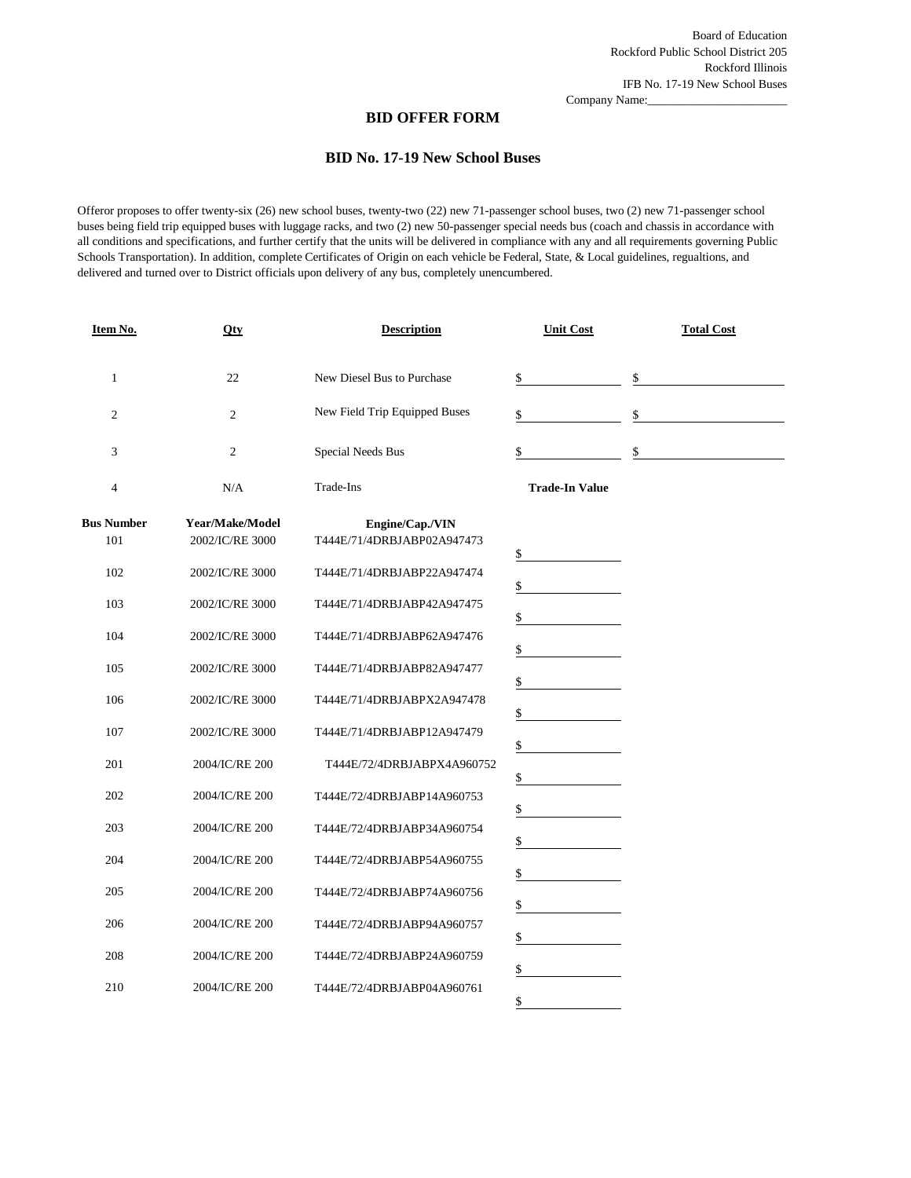Board of Education
Rockford Public School District 205
Rockford Illinois
IFB No. 17-19 New School Buses
Company Name:________________________

## BID OFFER FORM

## BID No. 17-19 New School Buses

Offeror proposes to offer twenty-six (26) new school buses, twenty-two (22) new 71-passenger school buses, two (2) new 71-passenger school buses being field trip equipped buses with luggage racks, and two (2) new 50-passenger special needs bus (coach and chassis in accordance with all conditions and specifications, and further certify that the units will be delivered in compliance with any and all requirements governing Public Schools Transportation). In addition, complete Certificates of Origin on each vehicle be Federal, State, & Local guidelines, regualtions, and delivered and turned over to District officials upon delivery of any bus, completely unencumbered.

| Item No. | Qty | Description | Unit Cost | Total Cost |
|---|---|---|---|---|
| 1 | 22 | New Diesel Bus to Purchase | $ | $ |
| 2 | 2 | New Field Trip Equipped Buses | $ | $ |
| 3 | 2 | Special Needs Bus | $ | $ |
| 4 | N/A | Trade-Ins | **Trade-In Value** | |
| **Bus Number** | **Year/Make/Model** | **Engine/Cap./VIN** | | |
| 101 | 2002/IC/RE 3000 | T444E/71/4DRBJABP02A947473 | $ | |
| 102 | 2002/IC/RE 3000 | T444E/71/4DRBJABP22A947474 | $ | |
| 103 | 2002/IC/RE 3000 | T444E/71/4DRBJABP42A947475 | $ | |
| 104 | 2002/IC/RE 3000 | T444E/71/4DRBJABP62A947476 | $ | |
| 105 | 2002/IC/RE 3000 | T444E/71/4DRBJABP82A947477 | $ | |
| 106 | 2002/IC/RE 3000 | T444E/71/4DRBJABPX2A947478 | $ | |
| 107 | 2002/IC/RE 3000 | T444E/71/4DRBJABP12A947479 | $ | |
| 201 | 2004/IC/RE 200 | T444E/72/4DRBJABPX4A960752 | $ | |
| 202 | 2004/IC/RE 200 | T444E/72/4DRBJABP14A960753 | $ | |
| 203 | 2004/IC/RE 200 | T444E/72/4DRBJABP34A960754 | $ | |
| 204 | 2004/IC/RE 200 | T444E/72/4DRBJABP54A960755 | $ | |
| 205 | 2004/IC/RE 200 | T444E/72/4DRBJABP74A960756 | $ | |
| 206 | 2004/IC/RE 200 | T444E/72/4DRBJABP94A960757 | $ | |
| 208 | 2004/IC/RE 200 | T444E/72/4DRBJABP24A960759 | $ | |
| 210 | 2004/IC/RE 200 | T444E/72/4DRBJABP04A960761 | $ | |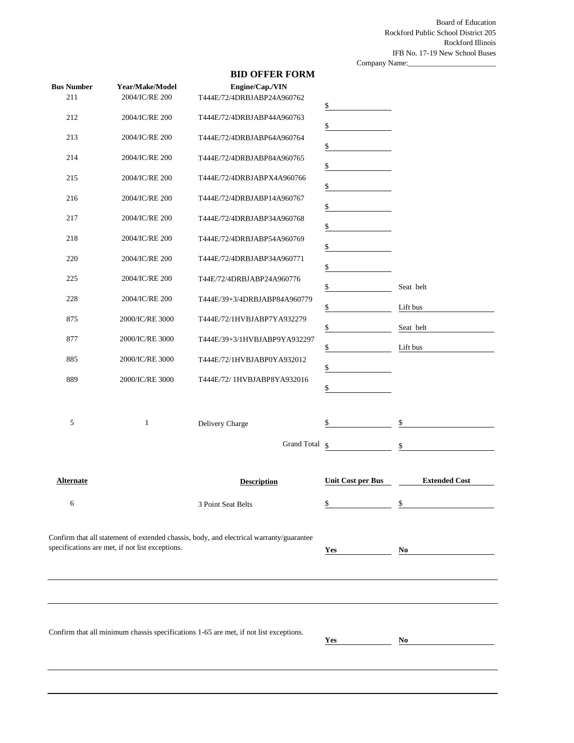Board of Education
Rockford Public School District 205
Rockford Illinois
IFB No. 17-19 New School Buses
Company Name:\_\_\_\_\_\_\_\_\_\_\_\_\_\_\_\_\_\_\_\_\_\_

## BID OFFER FORM

| Bus Number | Year/Make/Model | Engine/Cap./VIN | | |
|---|---|---|---|---|
| 211 | 2004/IC/RE 200 | T444E/72/4DRBJABP24A960762 | $ | |
| 212 | 2004/IC/RE 200 | T444E/72/4DRBJABP44A960763 | $ | |
| 213 | 2004/IC/RE 200 | T444E/72/4DRBJABP64A960764 | $ | |
| 214 | 2004/IC/RE 200 | T444E/72/4DRBJABP84A960765 | $ | |
| 215 | 2004/IC/RE 200 | T444E/72/4DRBJABPX4A960766 | $ | |
| 216 | 2004/IC/RE 200 | T444E/72/4DRBJABP14A960767 | $ | |
| 217 | 2004/IC/RE 200 | T444E/72/4DRBJABP34A960768 | $ | |
| 218 | 2004/IC/RE 200 | T444E/72/4DRBJABP54A960769 | $ | |
| 220 | 2004/IC/RE 200 | T444E/72/4DRBJABP34A960771 | $ | |
| 225 | 2004/IC/RE 200 | T44E/72/4DRBJABP24A960776 | $ | Seat belt |
| 228 | 2004/IC/RE 200 | T444E/39+3/4DRBJABP84A960779 | $ | Lift bus |
| 875 | 2000/IC/RE 3000 | T444E/72/1HVBJABP7YA932279 | $ | Seat belt |
| 877 | 2000/IC/RE 3000 | T444E/39+3/1HVBJABP9YA932297 | $ | Lift bus |
| 885 | 2000/IC/RE 3000 | T444E/72/1HVBJABP0YA932012 | $ | |
| 889 | 2000/IC/RE 3000 | T444E/72/ 1HVBJABP8YA932016 | $ | |
| 5 | 1 | Delivery Charge | $ | $ |
| | | Grand Total | $ | $ |

| Alternate | Description | Unit Cost per Bus | Extended Cost |
|---|---|---|---|
| 6 | 3 Point Seat Belts | $ | $ |

Confirm that all statement of extended chassis, body, and electrical warranty/guarantee specifications are met, if not list exceptions.

**Yes** \_\_\_\_\_\_\_\_\_\_ **No** \_\_\_\_\_\_\_\_\_\_

\_\_\_\_\_\_\_\_\_\_\_\_\_\_\_\_\_\_\_\_\_\_\_\_\_\_\_\_\_\_\_\_\_\_\_\_\_\_\_\_\_\_\_\_\_\_\_\_\_\_\_\_\_\_\_\_\_\_\_\_

\_\_\_\_\_\_\_\_\_\_\_\_\_\_\_\_\_\_\_\_\_\_\_\_\_\_\_\_\_\_\_\_\_\_\_\_\_\_\_\_\_\_\_\_\_\_\_\_\_\_\_\_\_\_\_\_\_\_\_\_

Confirm that all minimum chassis specifications 1-65 are met, if not list exceptions.

**Yes** \_\_\_\_\_\_\_\_\_\_ **No** \_\_\_\_\_\_\_\_\_\_

\_\_\_\_\_\_\_\_\_\_\_\_\_\_\_\_\_\_\_\_\_\_\_\_\_\_\_\_\_\_\_\_\_\_\_\_\_\_\_\_\_\_\_\_\_\_\_\_\_\_\_\_\_\_\_\_\_\_\_\_

\_\_\_\_\_\_\_\_\_\_\_\_\_\_\_\_\_\_\_\_\_\_\_\_\_\_\_\_\_\_\_\_\_\_\_\_\_\_\_\_\_\_\_\_\_\_\_\_\_\_\_\_\_\_\_\_\_\_\_\_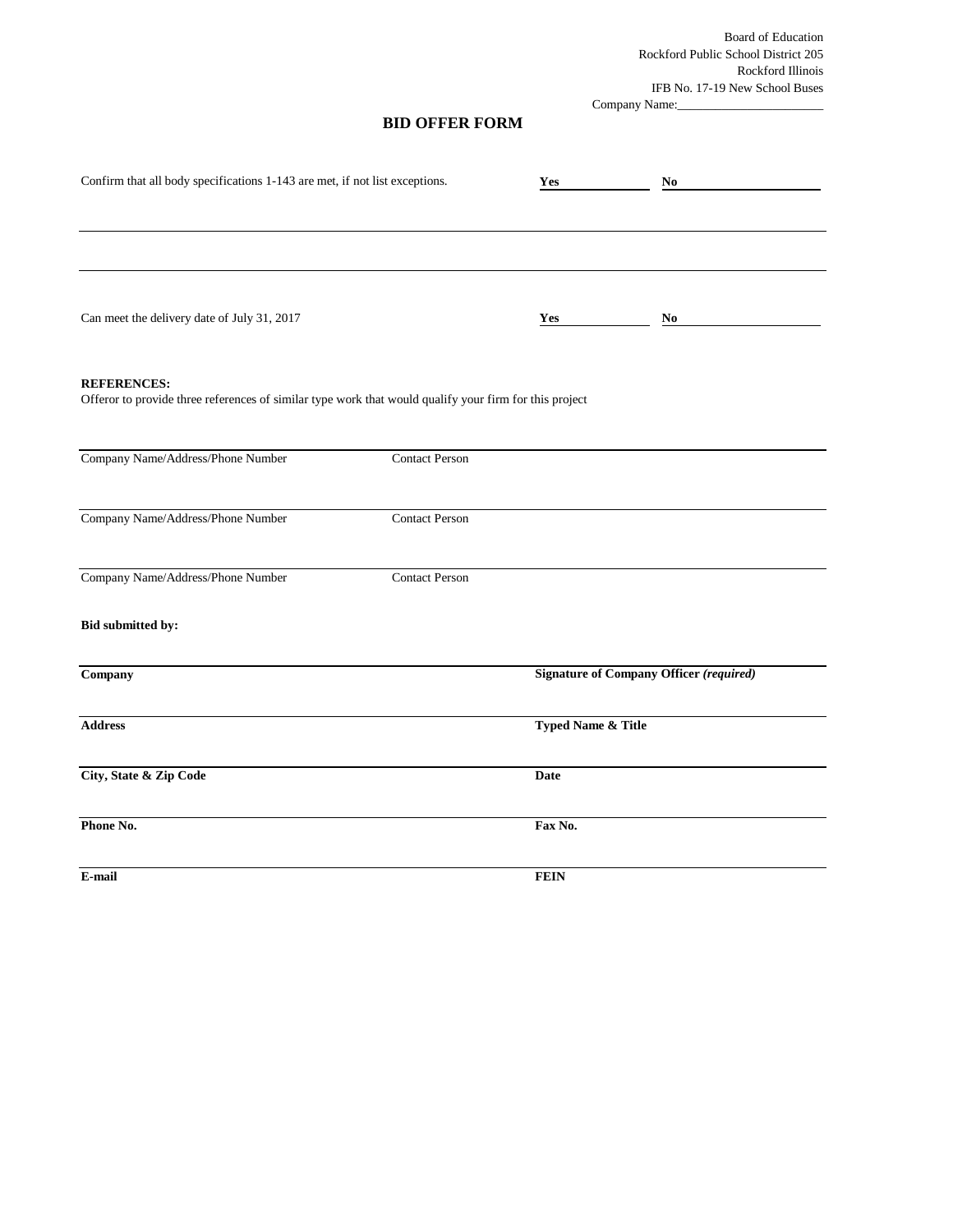Board of Education
Rockford Public School District 205
Rockford Illinois
IFB No. 17-19 New School Buses
Company Name:_______________________

## BID OFFER FORM

Confirm that all body specifications 1-143 are met, if not list exceptions. **Yes** ____________ **No** ____________

_____________________________________________________________________________

_____________________________________________________________________________

Can meet the delivery date of July 31, 2017 **Yes** ____________ **No** ____________

**REFERENCES:**
Offeror to provide three references of similar type work that would qualify your firm for this project

| Company Name/Address/Phone Number | Contact Person |
|---|---|
| | |

| Company Name/Address/Phone Number | Contact Person |
|---|---|
| | |

| Company Name/Address/Phone Number | Contact Person |
|---|---|
| | |

**Bid submitted by:**

| **Company** | **Signature of Company Officer *(required)*** |
|---|---|
| **Address** | **Typed Name & Title** |
| **City, State & Zip Code** | **Date** |
| **Phone No.** | **Fax No.** |
| **E-mail** | **FEIN** |